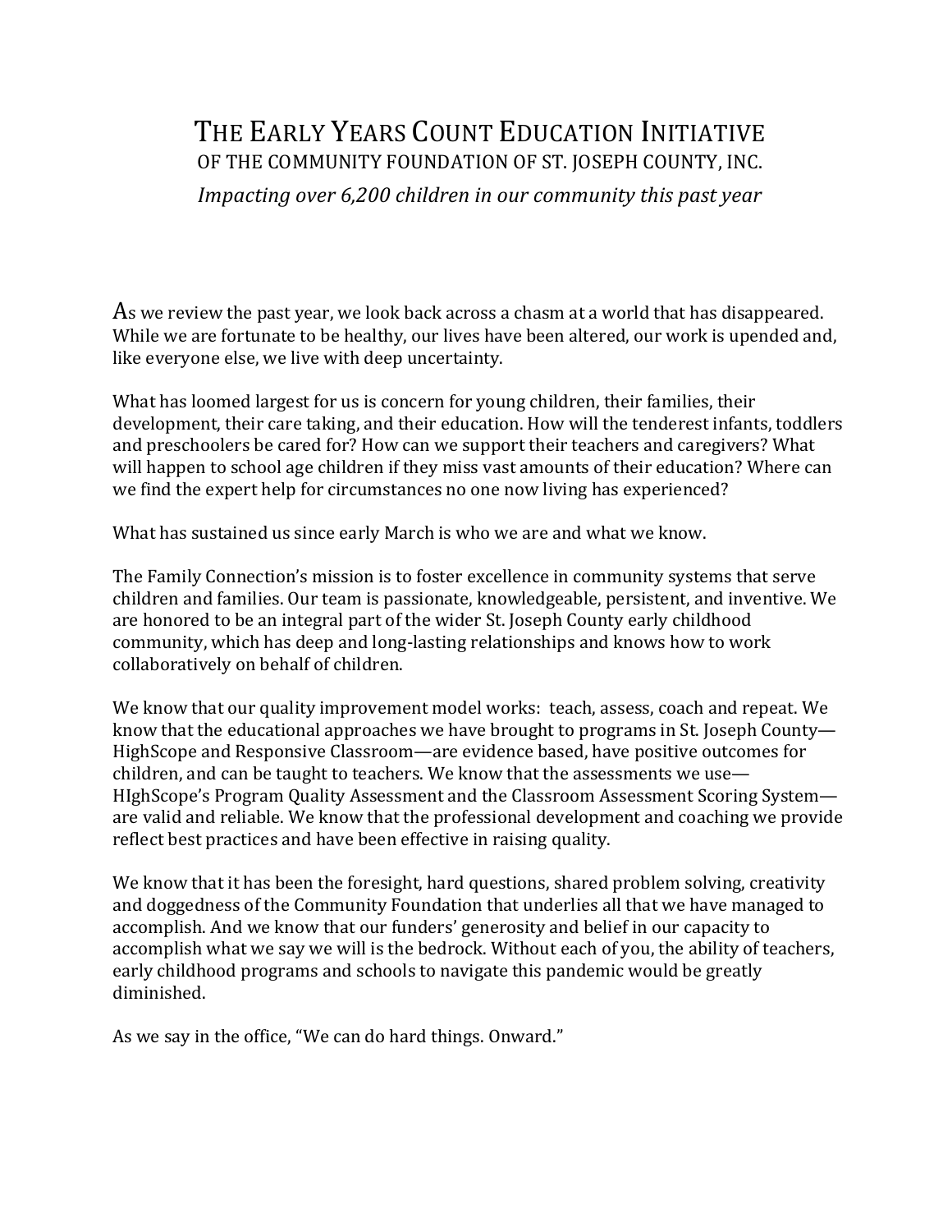# THE EARLY YEARS COUNT EDUCATION INITIATIVE

## OF THE COMMUNITY FOUNDATION OF ST. JOSEPH COUNTY, INC.

*Impacting over 6,200 children in our community this past year*

As we review the past year, we look back across a chasm at a world that has disappeared. While we are fortunate to be healthy, our lives have been altered, our work is upended and, like everyone else, we live with deep uncertainty.

What has loomed largest for us is concern for young children, their families, their development, their care taking, and their education. How will the tenderest infants, toddlers and preschoolers be cared for? How can we support their teachers and caregivers? What will happen to school age children if they miss vast amounts of their education? Where can we find the expert help for circumstances no one now living has experienced?

What has sustained us since early March is who we are and what we know.

The Family Connection's mission is to foster excellence in community systems that serve children and families. Our team is passionate, knowledgeable, persistent, and inventive. We are honored to be an integral part of the wider St. Joseph County early childhood community, which has deep and long-lasting relationships and knows how to work collaboratively on behalf of children.

We know that our quality improvement model works: teach, assess, coach and repeat. We know that the educational approaches we have brought to programs in St. Joseph County—HighScope and Responsive Classroom—are evidence based, have positive outcomes for children, and can be taught to teachers. We know that the assessments we use—HIghScope's Program Quality Assessment and the Classroom Assessment Scoring System—are valid and reliable. We know that the professional development and coaching we provide reflect best practices and have been effective in raising quality.

We know that it has been the foresight, hard questions, shared problem solving, creativity and doggedness of the Community Foundation that underlies all that we have managed to accomplish. And we know that our funders' generosity and belief in our capacity to accomplish what we say we will is the bedrock. Without each of you, the ability of teachers, early childhood programs and schools to navigate this pandemic would be greatly diminished.

As we say in the office, "We can do hard things. Onward."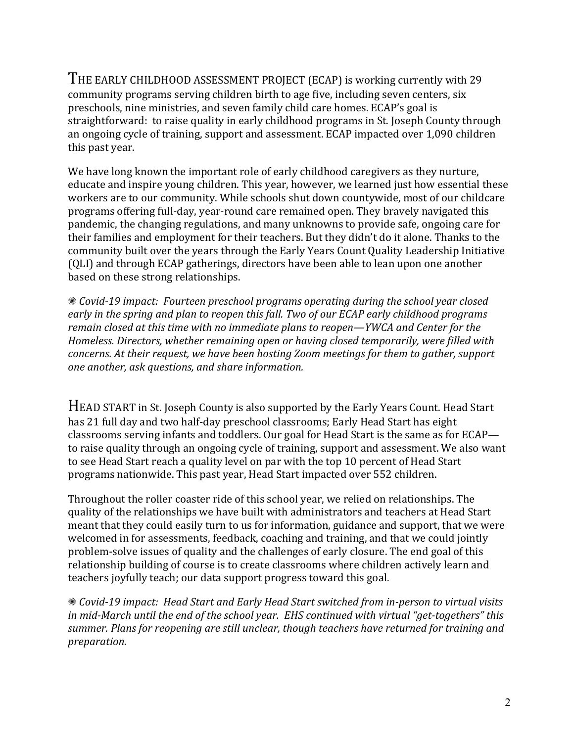THE EARLY CHILDHOOD ASSESSMENT PROJECT (ECAP) is working currently with 29 community programs serving children birth to age five, including seven centers, six preschools, nine ministries, and seven family child care homes. ECAP's goal is straightforward: to raise quality in early childhood programs in St. Joseph County through an ongoing cycle of training, support and assessment. ECAP impacted over 1,090 children this past year.

We have long known the important role of early childhood caregivers as they nurture, educate and inspire young children. This year, however, we learned just how essential these workers are to our community. While schools shut down countywide, most of our childcare programs offering full-day, year-round care remained open. They bravely navigated this pandemic, the changing regulations, and many unknowns to provide safe, ongoing care for their families and employment for their teachers. But they didn't do it alone. Thanks to the community built over the years through the Early Years Count Quality Leadership Initiative (QLI) and through ECAP gatherings, directors have been able to lean upon one another based on these strong relationships.

✺ *Covid-19 impact: Fourteen preschool programs operating during the school year closed early in the spring and plan to reopen this fall. Two of our ECAP early childhood programs remain closed at this time with no immediate plans to reopen—YWCA and Center for the Homeless. Directors, whether remaining open or having closed temporarily, were filled with concerns. At their request, we have been hosting Zoom meetings for them to gather, support one another, ask questions, and share information.*

HEAD START in St. Joseph County is also supported by the Early Years Count. Head Start has 21 full day and two half-day preschool classrooms; Early Head Start has eight classrooms serving infants and toddlers. Our goal for Head Start is the same as for ECAP—to raise quality through an ongoing cycle of training, support and assessment. We also want to see Head Start reach a quality level on par with the top 10 percent of Head Start programs nationwide. This past year, Head Start impacted over 552 children.

Throughout the roller coaster ride of this school year, we relied on relationships. The quality of the relationships we have built with administrators and teachers at Head Start meant that they could easily turn to us for information, guidance and support, that we were welcomed in for assessments, feedback, coaching and training, and that we could jointly problem-solve issues of quality and the challenges of early closure. The end goal of this relationship building of course is to create classrooms where children actively learn and teachers joyfully teach; our data support progress toward this goal.

✺ *Covid-19 impact: Head Start and Early Head Start switched from in-person to virtual visits in mid-March until the end of the school year. EHS continued with virtual "get-togethers" this summer. Plans for reopening are still unclear, though teachers have returned for training and preparation.*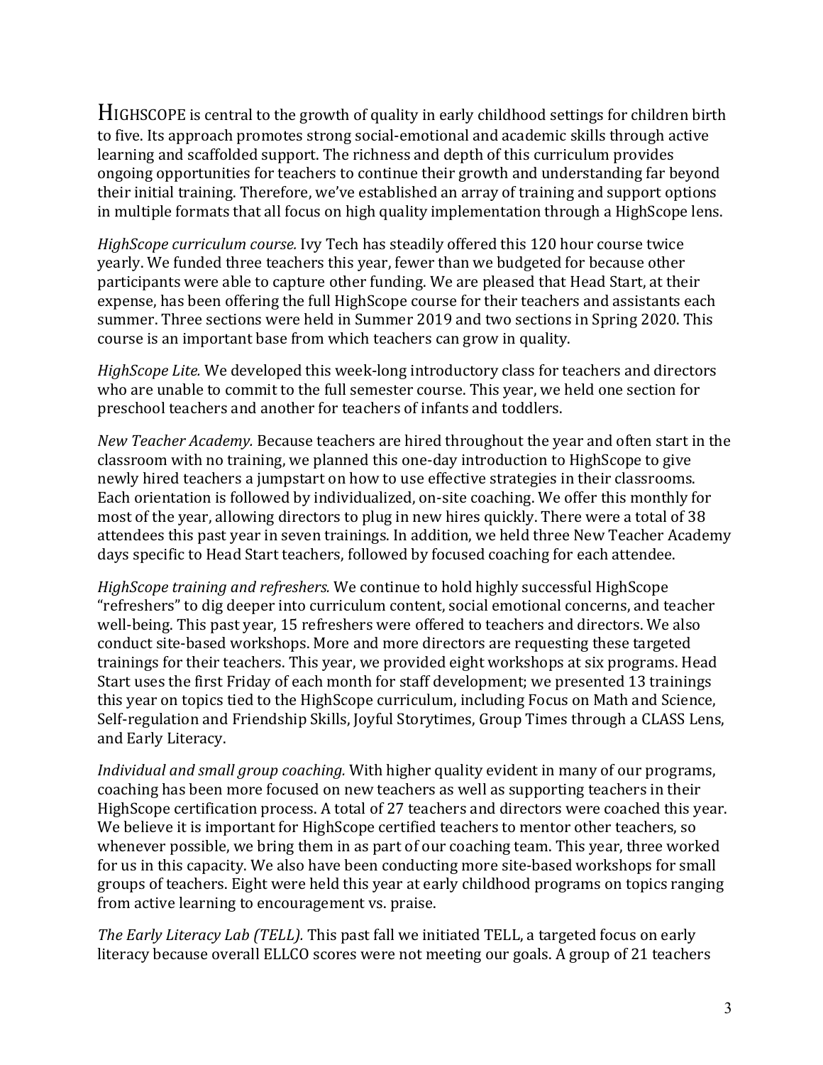HIGHSCOPE is central to the growth of quality in early childhood settings for children birth to five. Its approach promotes strong social-emotional and academic skills through active learning and scaffolded support. The richness and depth of this curriculum provides ongoing opportunities for teachers to continue their growth and understanding far beyond their initial training. Therefore, we've established an array of training and support options in multiple formats that all focus on high quality implementation through a HighScope lens.

*HighScope curriculum course.* Ivy Tech has steadily offered this 120 hour course twice yearly. We funded three teachers this year, fewer than we budgeted for because other participants were able to capture other funding. We are pleased that Head Start, at their expense, has been offering the full HighScope course for their teachers and assistants each summer. Three sections were held in Summer 2019 and two sections in Spring 2020. This course is an important base from which teachers can grow in quality.

*HighScope Lite.* We developed this week-long introductory class for teachers and directors who are unable to commit to the full semester course. This year, we held one section for preschool teachers and another for teachers of infants and toddlers.

*New Teacher Academy.* Because teachers are hired throughout the year and often start in the classroom with no training, we planned this one-day introduction to HighScope to give newly hired teachers a jumpstart on how to use effective strategies in their classrooms. Each orientation is followed by individualized, on-site coaching. We offer this monthly for most of the year, allowing directors to plug in new hires quickly. There were a total of 38 attendees this past year in seven trainings. In addition, we held three New Teacher Academy days specific to Head Start teachers, followed by focused coaching for each attendee.

*HighScope training and refreshers.* We continue to hold highly successful HighScope "refreshers" to dig deeper into curriculum content, social emotional concerns, and teacher well-being. This past year, 15 refreshers were offered to teachers and directors. We also conduct site-based workshops. More and more directors are requesting these targeted trainings for their teachers. This year, we provided eight workshops at six programs. Head Start uses the first Friday of each month for staff development; we presented 13 trainings this year on topics tied to the HighScope curriculum, including Focus on Math and Science, Self-regulation and Friendship Skills, Joyful Storytimes, Group Times through a CLASS Lens, and Early Literacy.

*Individual and small group coaching.* With higher quality evident in many of our programs, coaching has been more focused on new teachers as well as supporting teachers in their HighScope certification process. A total of 27 teachers and directors were coached this year. We believe it is important for HighScope certified teachers to mentor other teachers, so whenever possible, we bring them in as part of our coaching team. This year, three worked for us in this capacity. We also have been conducting more site-based workshops for small groups of teachers. Eight were held this year at early childhood programs on topics ranging from active learning to encouragement vs. praise.

*The Early Literacy Lab (TELL).* This past fall we initiated TELL, a targeted focus on early literacy because overall ELLCO scores were not meeting our goals. A group of 21 teachers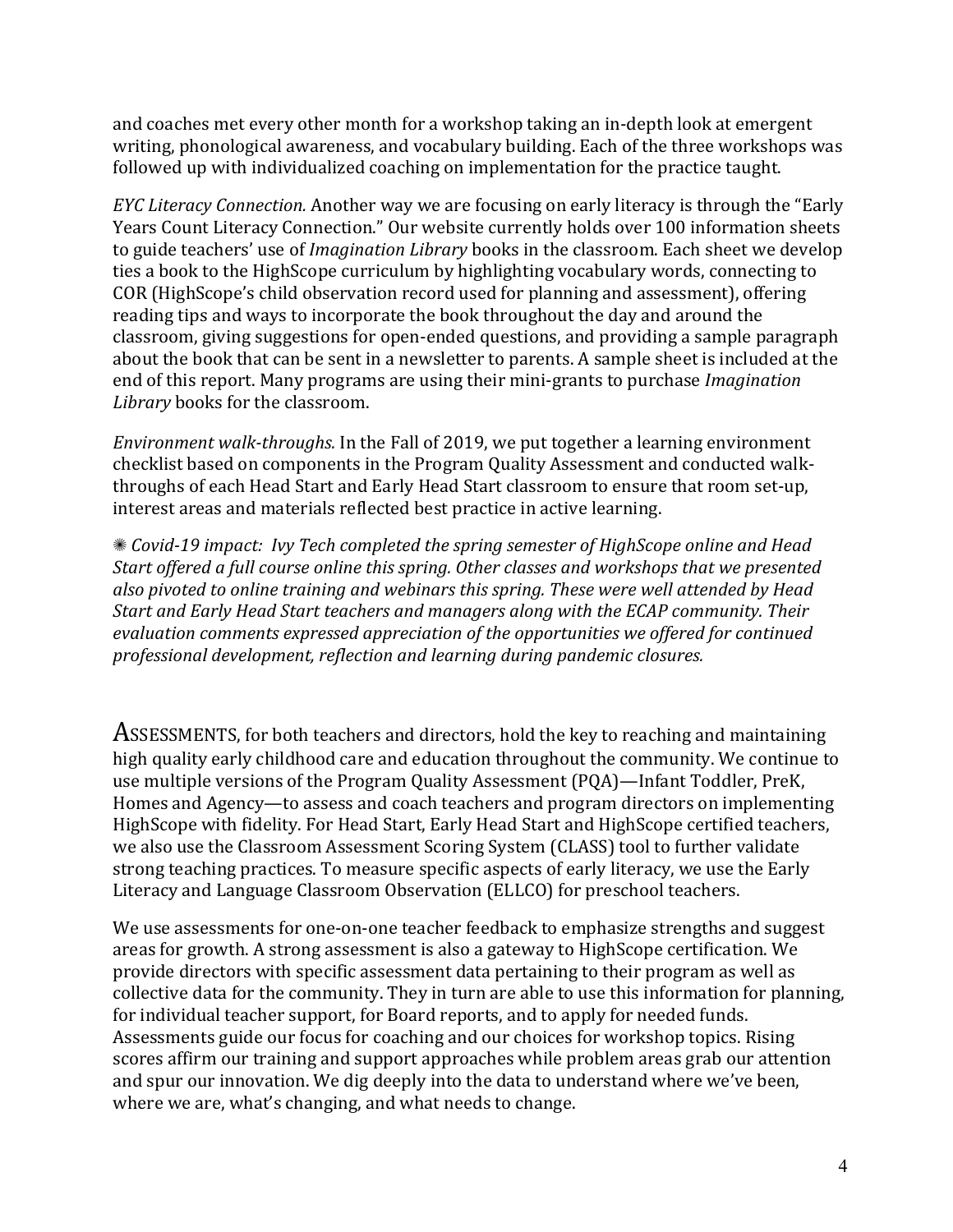and coaches met every other month for a workshop taking an in-depth look at emergent writing, phonological awareness, and vocabulary building. Each of the three workshops was followed up with individualized coaching on implementation for the practice taught.

*EYC Literacy Connection.* Another way we are focusing on early literacy is through the "Early Years Count Literacy Connection." Our website currently holds over 100 information sheets to guide teachers' use of *Imagination Library* books in the classroom. Each sheet we develop ties a book to the HighScope curriculum by highlighting vocabulary words, connecting to COR (HighScope's child observation record used for planning and assessment), offering reading tips and ways to incorporate the book throughout the day and around the classroom, giving suggestions for open-ended questions, and providing a sample paragraph about the book that can be sent in a newsletter to parents. A sample sheet is included at the end of this report. Many programs are using their mini-grants to purchase *Imagination Library* books for the classroom.

*Environment walk-throughs.* In the Fall of 2019, we put together a learning environment checklist based on components in the Program Quality Assessment and conducted walk-throughs of each Head Start and Early Head Start classroom to ensure that room set-up, interest areas and materials reflected best practice in active learning.

✺ *Covid-19 impact: Ivy Tech completed the spring semester of HighScope online and Head Start offered a full course online this spring. Other classes and workshops that we presented also pivoted to online training and webinars this spring. These were well attended by Head Start and Early Head Start teachers and managers along with the ECAP community. Their evaluation comments expressed appreciation of the opportunities we offered for continued professional development, reflection and learning during pandemic closures.*

ASSESSMENTS, for both teachers and directors, hold the key to reaching and maintaining high quality early childhood care and education throughout the community. We continue to use multiple versions of the Program Quality Assessment (PQA)—Infant Toddler, PreK, Homes and Agency—to assess and coach teachers and program directors on implementing HighScope with fidelity. For Head Start, Early Head Start and HighScope certified teachers, we also use the Classroom Assessment Scoring System (CLASS) tool to further validate strong teaching practices. To measure specific aspects of early literacy, we use the Early Literacy and Language Classroom Observation (ELLCO) for preschool teachers.

We use assessments for one-on-one teacher feedback to emphasize strengths and suggest areas for growth. A strong assessment is also a gateway to HighScope certification. We provide directors with specific assessment data pertaining to their program as well as collective data for the community. They in turn are able to use this information for planning, for individual teacher support, for Board reports, and to apply for needed funds. Assessments guide our focus for coaching and our choices for workshop topics. Rising scores affirm our training and support approaches while problem areas grab our attention and spur our innovation. We dig deeply into the data to understand where we've been, where we are, what's changing, and what needs to change.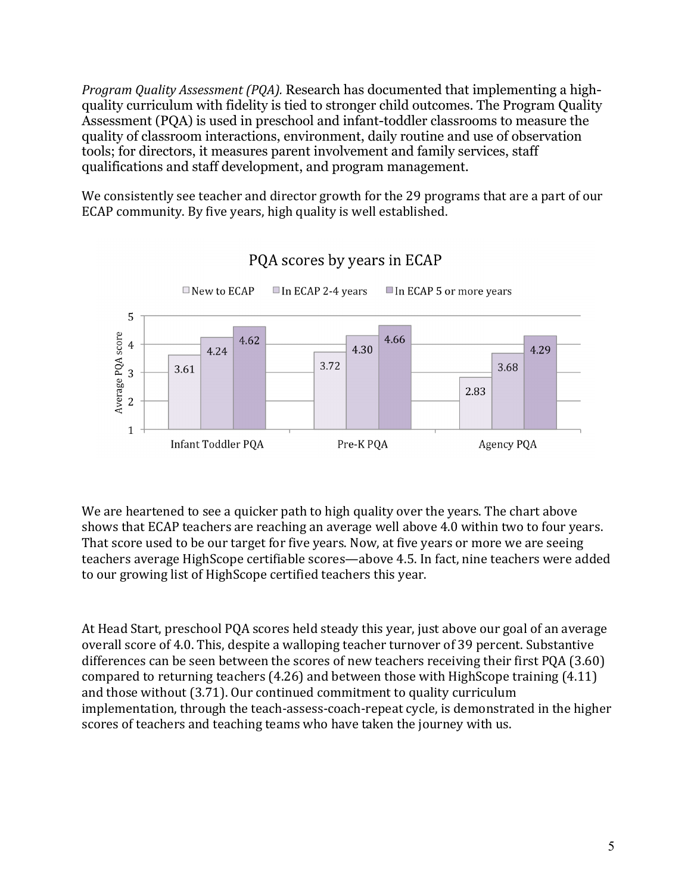*Program Quality Assessment (PQA).* Research has documented that implementing a high-quality curriculum with fidelity is tied to stronger child outcomes. The Program Quality Assessment (PQA) is used in preschool and infant-toddler classrooms to measure the quality of classroom interactions, environment, daily routine and use of observation tools; for directors, it measures parent involvement and family services, staff qualifications and staff development, and program management.

We consistently see teacher and director growth for the 29 programs that are a part of our ECAP community. By five years, high quality is well established.

**PQA scores by years in ECAP**

| | New to ECAP | In ECAP 2-4 years | In ECAP 5 or more years |
|---|---|---|---|
| Infant Toddler PQA | 3.61 | 4.24 | 4.62 |
| Pre-K PQA | 3.72 | 4.30 | 4.66 |
| Agency PQA | 2.83 | 3.68 | 4.29 |

We are heartened to see a quicker path to high quality over the years. The chart above shows that ECAP teachers are reaching an average well above 4.0 within two to four years. That score used to be our target for five years. Now, at five years or more we are seeing teachers average HighScope certifiable scores—above 4.5. In fact, nine teachers were added to our growing list of HighScope certified teachers this year.

At Head Start, preschool PQA scores held steady this year, just above our goal of an average overall score of 4.0. This, despite a walloping teacher turnover of 39 percent. Substantive differences can be seen between the scores of new teachers receiving their first PQA (3.60) compared to returning teachers (4.26) and between those with HighScope training (4.11) and those without (3.71). Our continued commitment to quality curriculum implementation, through the teach-assess-coach-repeat cycle, is demonstrated in the higher scores of teachers and teaching teams who have taken the journey with us.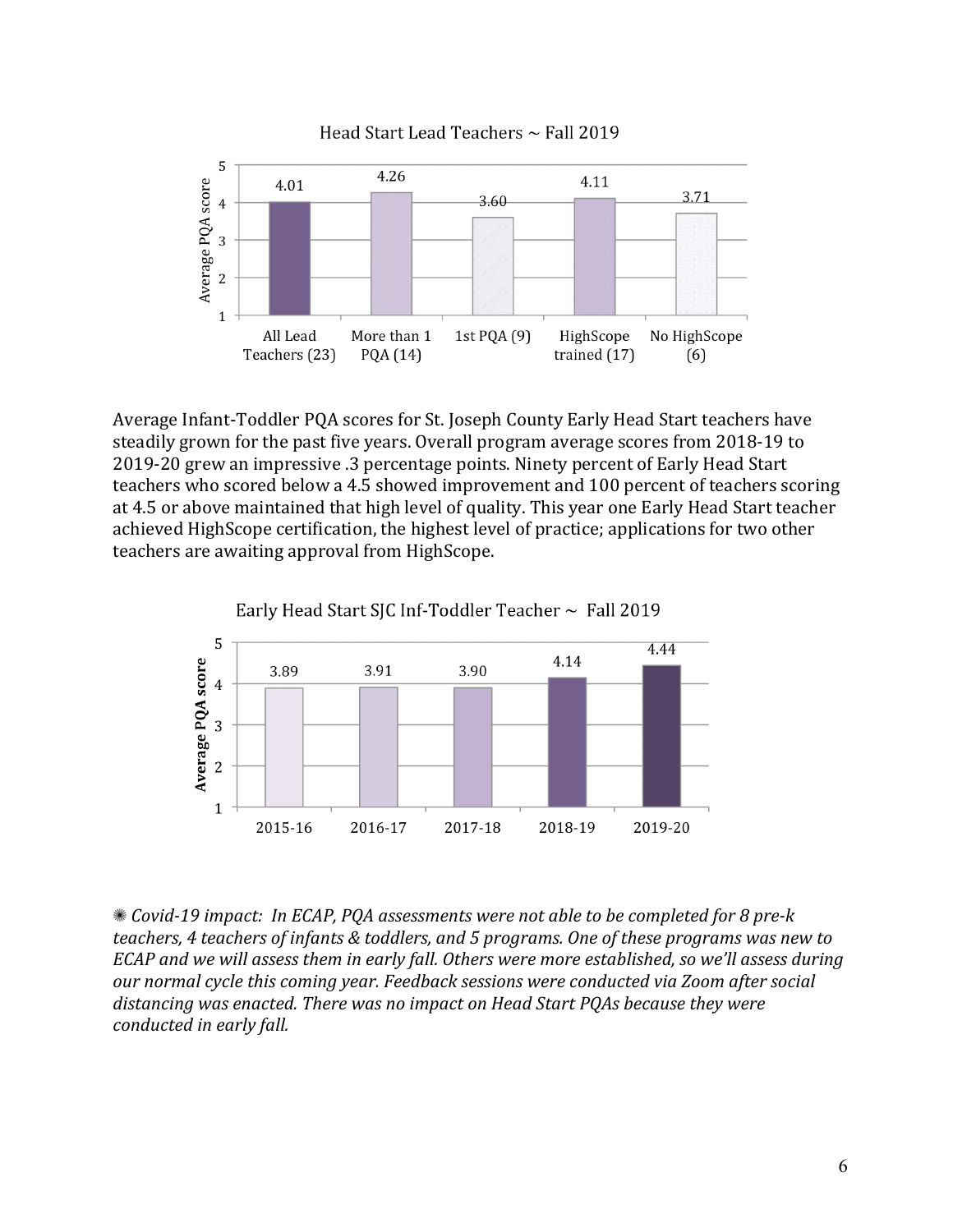**Head Start Lead Teachers ~ Fall 2019**

| Group | Average PQA score |
|---|---|
| All Lead Teachers (23) | 4.01 |
| More than 1 PQA (14) | 4.26 |
| 1st PQA (9) | 3.60 |
| HighScope trained (17) | 4.11 |
| No HighScope (6) | 3.71 |

Average Infant-Toddler PQA scores for St. Joseph County Early Head Start teachers have steadily grown for the past five years. Overall program average scores from 2018-19 to 2019-20 grew an impressive .3 percentage points. Ninety percent of Early Head Start teachers who scored below a 4.5 showed improvement and 100 percent of teachers scoring at 4.5 or above maintained that high level of quality. This year one Early Head Start teacher achieved HighScope certification, the highest level of practice; applications for two other teachers are awaiting approval from HighScope.

**Early Head Start SJC Inf-Toddler Teacher ~ Fall 2019**

| Year | Average PQA score |
|---|---|
| 2015-16 | 3.89 |
| 2016-17 | 3.91 |
| 2017-18 | 3.90 |
| 2018-19 | 4.14 |
| 2019-20 | 4.44 |

✺ *Covid-19 impact: In ECAP, PQA assessments were not able to be completed for 8 pre-k teachers, 4 teachers of infants & toddlers, and 5 programs. One of these programs was new to ECAP and we will assess them in early fall. Others were more established, so we'll assess during our normal cycle this coming year. Feedback sessions were conducted via Zoom after social distancing was enacted. There was no impact on Head Start PQAs because they were conducted in early fall.*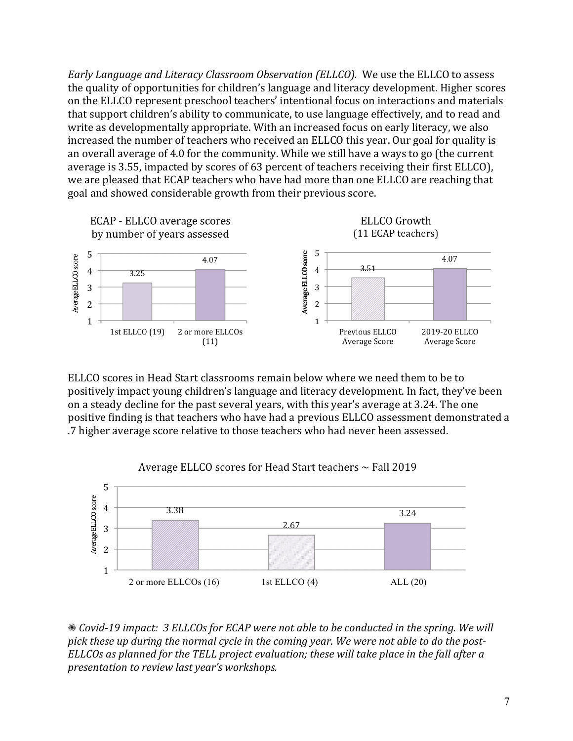*Early Language and Literacy Classroom Observation (ELLCO).* We use the ELLCO to assess the quality of opportunities for children's language and literacy development. Higher scores on the ELLCO represent preschool teachers' intentional focus on interactions and materials that support children's ability to communicate, to use language effectively, and to read and write as developmentally appropriate. With an increased focus on early literacy, we also increased the number of teachers who received an ELLCO this year. Our goal for quality is an overall average of 4.0 for the community. While we still have a ways to go (the current average is 3.55, impacted by scores of 63 percent of teachers receiving their first ELLCO), we are pleased that ECAP teachers who have had more than one ELLCO are reaching that goal and showed considerable growth from their previous score.

ECAP - ELLCO average scores by number of years assessed

| | Average ELLCO score |
|---|---|
| 1st ELLCO (19) | 3.25 |
| 2 or more ELLCOs (11) | 4.07 |

ELLCO Growth (11 ECAP teachers)

| | Average ELLCO score |
|---|---|
| Previous ELLCO Average Score | 3.51 |
| 2019-20 ELLCO Average Score | 4.07 |

ELLCO scores in Head Start classrooms remain below where we need them to be to positively impact young children's language and literacy development. In fact, they've been on a steady decline for the past several years, with this year's average at 3.24. The one positive finding is that teachers who have had a previous ELLCO assessment demonstrated a .7 higher average score relative to those teachers who had never been assessed.

Average ELLCO scores for Head Start teachers ~ Fall 2019

| | Average ELLCO score |
|---|---|
| 2 or more ELLCOs (16) | 3.38 |
| 1st ELLCO (4) | 2.67 |
| ALL (20) | 3.24 |

✺ *Covid-19 impact: 3 ELLCOs for ECAP were not able to be conducted in the spring. We will pick these up during the normal cycle in the coming year. We were not able to do the post-ELLCOs as planned for the TELL project evaluation; these will take place in the fall after a presentation to review last year's workshops.*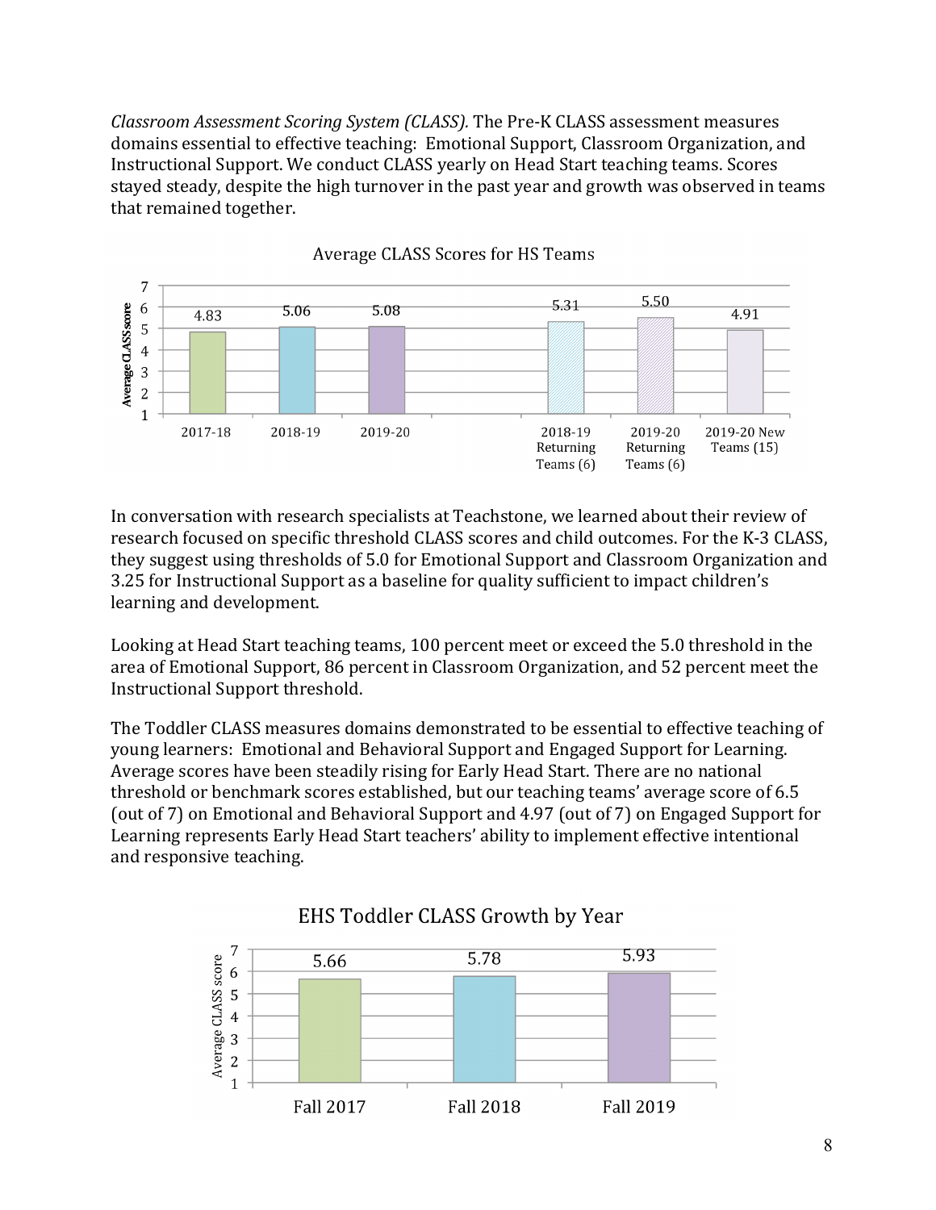*Classroom Assessment Scoring System (CLASS).* The Pre-K CLASS assessment measures domains essential to effective teaching: Emotional Support, Classroom Organization, and Instructional Support. We conduct CLASS yearly on Head Start teaching teams. Scores stayed steady, despite the high turnover in the past year and growth was observed in teams that remained together.

**Average CLASS Scores for HS Teams**

| | Average CLASS score |
|---|---|
| 2017-18 | 4.83 |
| 2018-19 | 5.06 |
| 2019-20 | 5.08 |
| 2018-19 Returning Teams (6) | 5.31 |
| 2019-20 Returning Teams (6) | 5.50 |
| 2019-20 New Teams (15) | 4.91 |

In conversation with research specialists at Teachstone, we learned about their review of research focused on specific threshold CLASS scores and child outcomes. For the K-3 CLASS, they suggest using thresholds of 5.0 for Emotional Support and Classroom Organization and 3.25 for Instructional Support as a baseline for quality sufficient to impact children's learning and development.

Looking at Head Start teaching teams, 100 percent meet or exceed the 5.0 threshold in the area of Emotional Support, 86 percent in Classroom Organization, and 52 percent meet the Instructional Support threshold.

The Toddler CLASS measures domains demonstrated to be essential to effective teaching of young learners: Emotional and Behavioral Support and Engaged Support for Learning. Average scores have been steadily rising for Early Head Start. There are no national threshold or benchmark scores established, but our teaching teams' average score of 6.5 (out of 7) on Emotional and Behavioral Support and 4.97 (out of 7) on Engaged Support for Learning represents Early Head Start teachers' ability to implement effective intentional and responsive teaching.

**EHS Toddler CLASS Growth by Year**

| | Average CLASS score |
|---|---|
| Fall 2017 | 5.66 |
| Fall 2018 | 5.78 |
| Fall 2019 | 5.93 |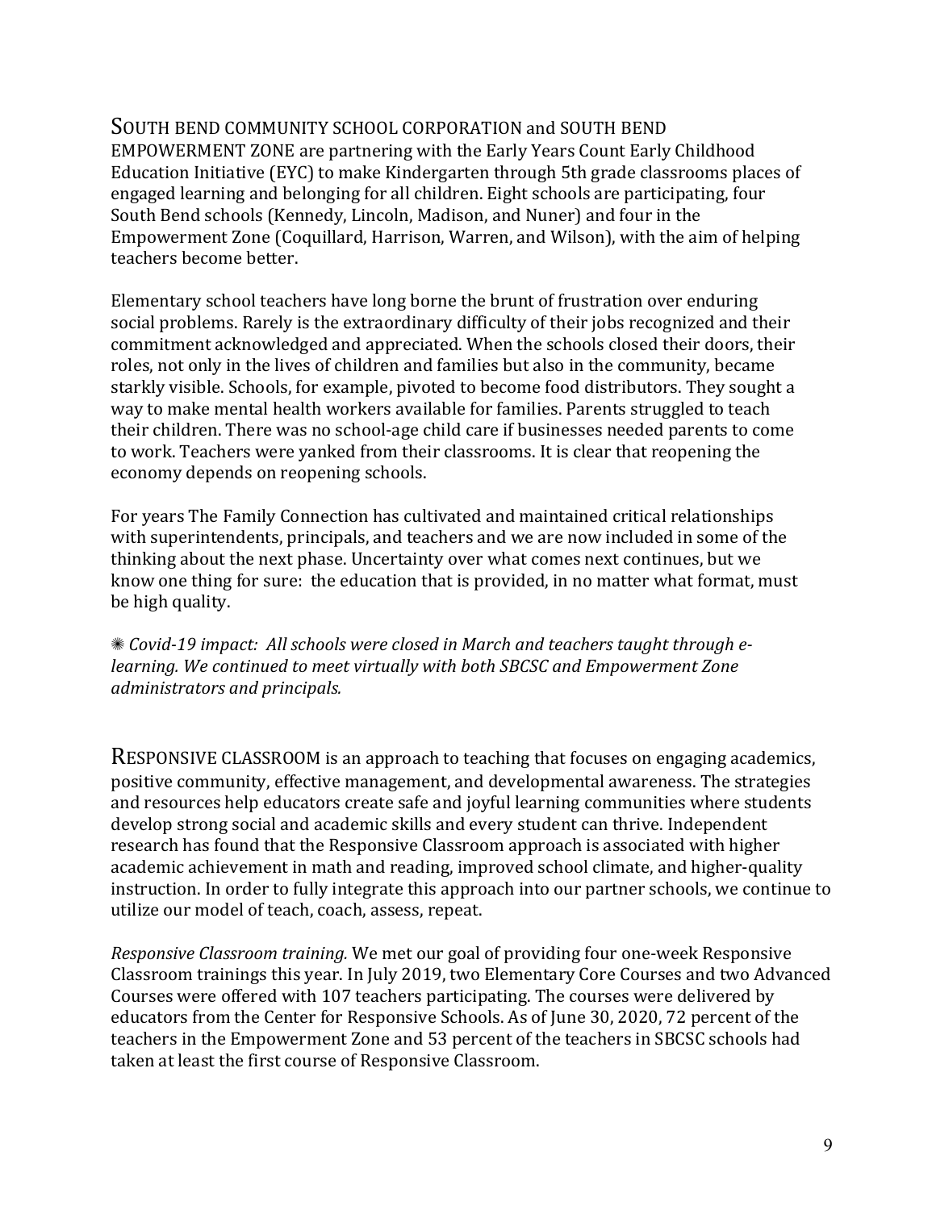SOUTH BEND COMMUNITY SCHOOL CORPORATION and SOUTH BEND EMPOWERMENT ZONE are partnering with the Early Years Count Early Childhood Education Initiative (EYC) to make Kindergarten through 5th grade classrooms places of engaged learning and belonging for all children. Eight schools are participating, four South Bend schools (Kennedy, Lincoln, Madison, and Nuner) and four in the Empowerment Zone (Coquillard, Harrison, Warren, and Wilson), with the aim of helping teachers become better.

Elementary school teachers have long borne the brunt of frustration over enduring social problems. Rarely is the extraordinary difficulty of their jobs recognized and their commitment acknowledged and appreciated. When the schools closed their doors, their roles, not only in the lives of children and families but also in the community, became starkly visible. Schools, for example, pivoted to become food distributors. They sought a way to make mental health workers available for families. Parents struggled to teach their children. There was no school-age child care if businesses needed parents to come to work. Teachers were yanked from their classrooms. It is clear that reopening the economy depends on reopening schools.

For years The Family Connection has cultivated and maintained critical relationships with superintendents, principals, and teachers and we are now included in some of the thinking about the next phase. Uncertainty over what comes next continues, but we know one thing for sure: the education that is provided, in no matter what format, must be high quality.

✺ *Covid-19 impact: All schools were closed in March and teachers taught through e-learning. We continued to meet virtually with both SBCSC and Empowerment Zone administrators and principals.*

RESPONSIVE CLASSROOM is an approach to teaching that focuses on engaging academics, positive community, effective management, and developmental awareness. The strategies and resources help educators create safe and joyful learning communities where students develop strong social and academic skills and every student can thrive. Independent research has found that the Responsive Classroom approach is associated with higher academic achievement in math and reading, improved school climate, and higher-quality instruction. In order to fully integrate this approach into our partner schools, we continue to utilize our model of teach, coach, assess, repeat.

*Responsive Classroom training.* We met our goal of providing four one-week Responsive Classroom trainings this year. In July 2019, two Elementary Core Courses and two Advanced Courses were offered with 107 teachers participating. The courses were delivered by educators from the Center for Responsive Schools. As of June 30, 2020, 72 percent of the teachers in the Empowerment Zone and 53 percent of the teachers in SBCSC schools had taken at least the first course of Responsive Classroom.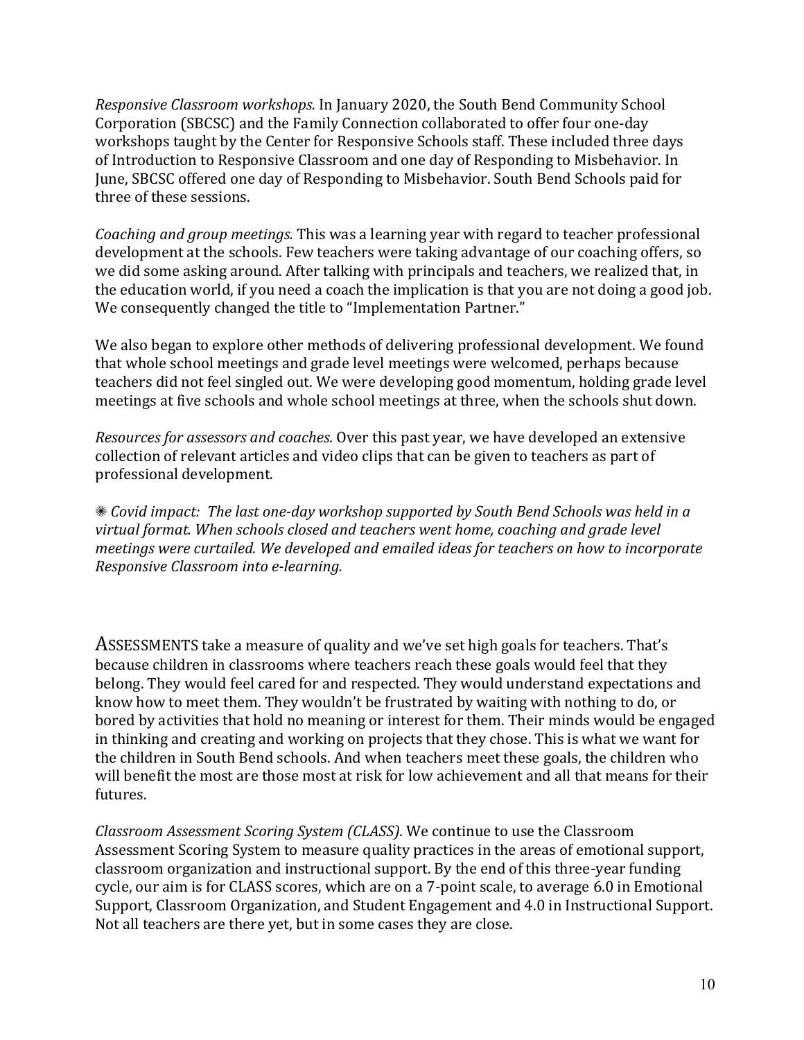*Responsive Classroom workshops.* In January 2020, the South Bend Community School Corporation (SBCSC) and the Family Connection collaborated to offer four one-day workshops taught by the Center for Responsive Schools staff. These included three days of Introduction to Responsive Classroom and one day of Responding to Misbehavior. In June, SBCSC offered one day of Responding to Misbehavior. South Bend Schools paid for three of these sessions.

*Coaching and group meetings.* This was a learning year with regard to teacher professional development at the schools. Few teachers were taking advantage of our coaching offers, so we did some asking around. After talking with principals and teachers, we realized that, in the education world, if you need a coach the implication is that you are not doing a good job. We consequently changed the title to "Implementation Partner."

We also began to explore other methods of delivering professional development. We found that whole school meetings and grade level meetings were welcomed, perhaps because teachers did not feel singled out. We were developing good momentum, holding grade level meetings at five schools and whole school meetings at three, when the schools shut down.

*Resources for assessors and coaches.* Over this past year, we have developed an extensive collection of relevant articles and video clips that can be given to teachers as part of professional development.

✺ *Covid impact: The last one-day workshop supported by South Bend Schools was held in a virtual format. When schools closed and teachers went home, coaching and grade level meetings were curtailed. We developed and emailed ideas for teachers on how to incorporate Responsive Classroom into e-learning.*

ASSESSMENTS take a measure of quality and we've set high goals for teachers. That's because children in classrooms where teachers reach these goals would feel that they belong. They would feel cared for and respected. They would understand expectations and know how to meet them. They wouldn't be frustrated by waiting with nothing to do, or bored by activities that hold no meaning or interest for them. Their minds would be engaged in thinking and creating and working on projects that they chose. This is what we want for the children in South Bend schools. And when teachers meet these goals, the children who will benefit the most are those most at risk for low achievement and all that means for their futures.

*Classroom Assessment Scoring System (CLASS).* We continue to use the Classroom Assessment Scoring System to measure quality practices in the areas of emotional support, classroom organization and instructional support. By the end of this three-year funding cycle, our aim is for CLASS scores, which are on a 7-point scale, to average 6.0 in Emotional Support, Classroom Organization, and Student Engagement and 4.0 in Instructional Support. Not all teachers are there yet, but in some cases they are close.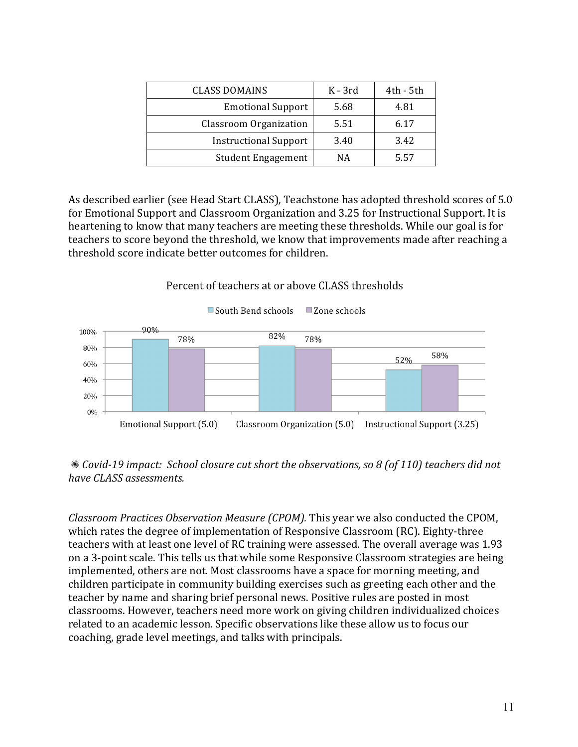| CLASS DOMAINS | K - 3rd | 4th - 5th |
|---|---|---|
| Emotional Support | 5.68 | 4.81 |
| Classroom Organization | 5.51 | 6.17 |
| Instructional Support | 3.40 | 3.42 |
| Student Engagement | NA | 5.57 |

As described earlier (see Head Start CLASS), Teachstone has adopted threshold scores of 5.0 for Emotional Support and Classroom Organization and 3.25 for Instructional Support. It is heartening to know that many teachers are meeting these thresholds. While our goal is for teachers to score beyond the threshold, we know that improvements made after reaching a threshold score indicate better outcomes for children.

Percent of teachers at or above CLASS thresholds

| | South Bend schools | Zone schools |
|---|---|---|
| Emotional Support (5.0) | 90% | 78% |
| Classroom Organization (5.0) | 82% | 78% |
| Instructional Support (3.25) | 52% | 58% |

✺ *Covid-19 impact: School closure cut short the observations, so 8 (of 110) teachers did not have CLASS assessments.*

*Classroom Practices Observation Measure (CPOM).* This year we also conducted the CPOM, which rates the degree of implementation of Responsive Classroom (RC). Eighty-three teachers with at least one level of RC training were assessed. The overall average was 1.93 on a 3-point scale. This tells us that while some Responsive Classroom strategies are being implemented, others are not. Most classrooms have a space for morning meeting, and children participate in community building exercises such as greeting each other and the teacher by name and sharing brief personal news. Positive rules are posted in most classrooms. However, teachers need more work on giving children individualized choices related to an academic lesson. Specific observations like these allow us to focus our coaching, grade level meetings, and talks with principals.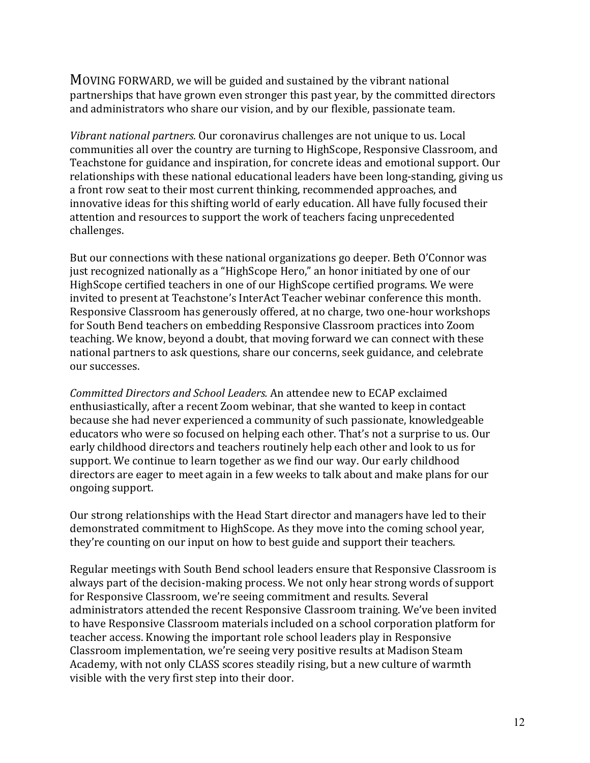MOVING FORWARD, we will be guided and sustained by the vibrant national partnerships that have grown even stronger this past year, by the committed directors and administrators who share our vision, and by our flexible, passionate team.

*Vibrant national partners.* Our coronavirus challenges are not unique to us. Local communities all over the country are turning to HighScope, Responsive Classroom, and Teachstone for guidance and inspiration, for concrete ideas and emotional support. Our relationships with these national educational leaders have been long-standing, giving us a front row seat to their most current thinking, recommended approaches, and innovative ideas for this shifting world of early education. All have fully focused their attention and resources to support the work of teachers facing unprecedented challenges.

But our connections with these national organizations go deeper. Beth O'Connor was just recognized nationally as a "HighScope Hero," an honor initiated by one of our HighScope certified teachers in one of our HighScope certified programs. We were invited to present at Teachstone's InterAct Teacher webinar conference this month. Responsive Classroom has generously offered, at no charge, two one-hour workshops for South Bend teachers on embedding Responsive Classroom practices into Zoom teaching. We know, beyond a doubt, that moving forward we can connect with these national partners to ask questions, share our concerns, seek guidance, and celebrate our successes.

*Committed Directors and School Leaders.* An attendee new to ECAP exclaimed enthusiastically, after a recent Zoom webinar, that she wanted to keep in contact because she had never experienced a community of such passionate, knowledgeable educators who were so focused on helping each other. That's not a surprise to us. Our early childhood directors and teachers routinely help each other and look to us for support. We continue to learn together as we find our way. Our early childhood directors are eager to meet again in a few weeks to talk about and make plans for our ongoing support.

Our strong relationships with the Head Start director and managers have led to their demonstrated commitment to HighScope. As they move into the coming school year, they're counting on our input on how to best guide and support their teachers.

Regular meetings with South Bend school leaders ensure that Responsive Classroom is always part of the decision-making process. We not only hear strong words of support for Responsive Classroom, we're seeing commitment and results. Several administrators attended the recent Responsive Classroom training. We've been invited to have Responsive Classroom materials included on a school corporation platform for teacher access. Knowing the important role school leaders play in Responsive Classroom implementation, we're seeing very positive results at Madison Steam Academy, with not only CLASS scores steadily rising, but a new culture of warmth visible with the very first step into their door.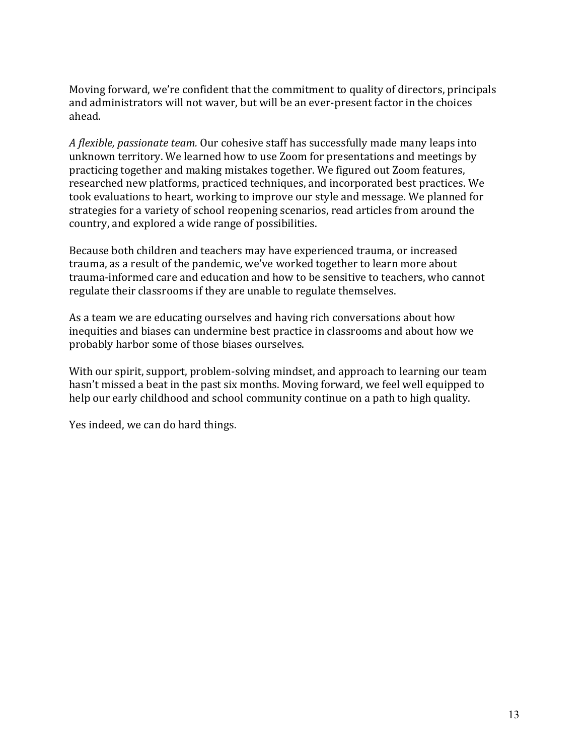Moving forward, we're confident that the commitment to quality of directors, principals and administrators will not waver, but will be an ever-present factor in the choices ahead.

*A flexible, passionate team.* Our cohesive staff has successfully made many leaps into unknown territory. We learned how to use Zoom for presentations and meetings by practicing together and making mistakes together. We figured out Zoom features, researched new platforms, practiced techniques, and incorporated best practices. We took evaluations to heart, working to improve our style and message. We planned for strategies for a variety of school reopening scenarios, read articles from around the country, and explored a wide range of possibilities.

Because both children and teachers may have experienced trauma, or increased trauma, as a result of the pandemic, we've worked together to learn more about trauma-informed care and education and how to be sensitive to teachers, who cannot regulate their classrooms if they are unable to regulate themselves.

As a team we are educating ourselves and having rich conversations about how inequities and biases can undermine best practice in classrooms and about how we probably harbor some of those biases ourselves.

With our spirit, support, problem-solving mindset, and approach to learning our team hasn't missed a beat in the past six months. Moving forward, we feel well equipped to help our early childhood and school community continue on a path to high quality.

Yes indeed, we can do hard things.